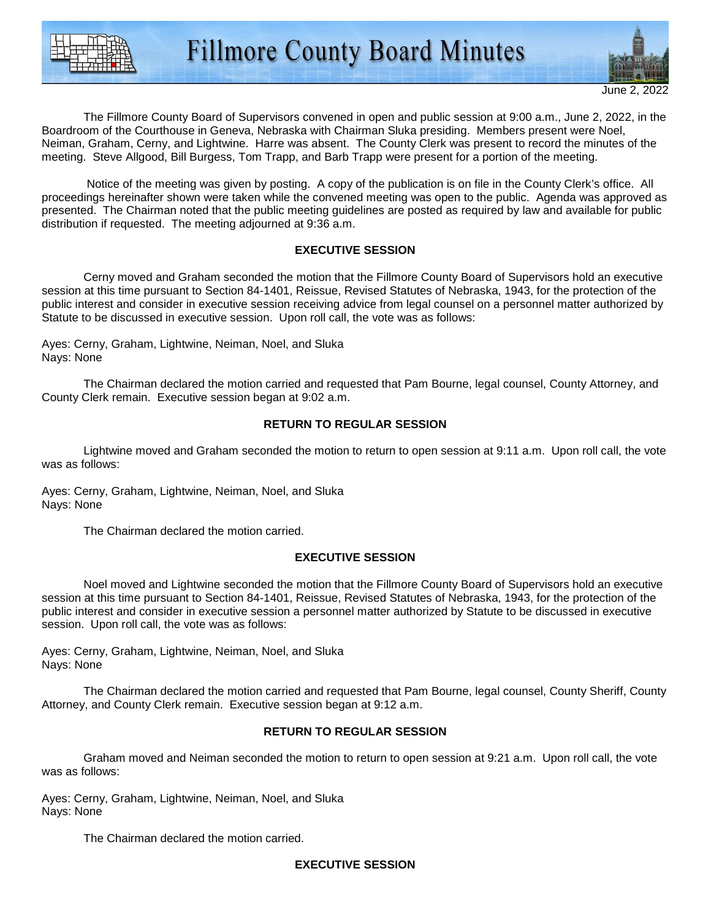# Fillmore County Board Minutes

June 2, 2022

The Fillmore County Board of Supervisors convened in open and public session at 9:00 a.m., June 2, 2022, in the Boardroom of the Courthouse in Geneva, Nebraska with Chairman Sluka presiding. Members present were Noel, Neiman, Graham, Cerny, and Lightwine. Harre was absent. The County Clerk was present to record the minutes of the meeting. Steve Allgood, Bill Burgess, Tom Trapp, and Barb Trapp were present for a portion of the meeting.

Notice of the meeting was given by posting. A copy of the publication is on file in the County Clerk's office. All proceedings hereinafter shown were taken while the convened meeting was open to the public. Agenda was approved as presented. The Chairman noted that the public meeting guidelines are posted as required by law and available for public distribution if requested. The meeting adjourned at 9:36 a.m.

**EXECUTIVE SESSION**

Cerny moved and Graham seconded the motion that the Fillmore County Board of Supervisors hold an executive session at this time pursuant to Section 84-1401, Reissue, Revised Statutes of Nebraska, 1943, for the protection of the public interest and consider in executive session receiving advice from legal counsel on a personnel matter authorized by Statute to be discussed in executive session. Upon roll call, the vote was as follows:

Ayes: Cerny, Graham, Lightwine, Neiman, Noel, and Sluka
Nays: None

The Chairman declared the motion carried and requested that Pam Bourne, legal counsel, County Attorney, and County Clerk remain. Executive session began at 9:02 a.m.

**RETURN TO REGULAR SESSION**

Lightwine moved and Graham seconded the motion to return to open session at 9:11 a.m. Upon roll call, the vote was as follows:

Ayes: Cerny, Graham, Lightwine, Neiman, Noel, and Sluka
Nays: None

The Chairman declared the motion carried.

**EXECUTIVE SESSION**

Noel moved and Lightwine seconded the motion that the Fillmore County Board of Supervisors hold an executive session at this time pursuant to Section 84-1401, Reissue, Revised Statutes of Nebraska, 1943, for the protection of the public interest and consider in executive session a personnel matter authorized by Statute to be discussed in executive session. Upon roll call, the vote was as follows:

Ayes: Cerny, Graham, Lightwine, Neiman, Noel, and Sluka
Nays: None

The Chairman declared the motion carried and requested that Pam Bourne, legal counsel, County Sheriff, County Attorney, and County Clerk remain. Executive session began at 9:12 a.m.

**RETURN TO REGULAR SESSION**

Graham moved and Neiman seconded the motion to return to open session at 9:21 a.m. Upon roll call, the vote was as follows:

Ayes: Cerny, Graham, Lightwine, Neiman, Noel, and Sluka
Nays: None

The Chairman declared the motion carried.

**EXECUTIVE SESSION**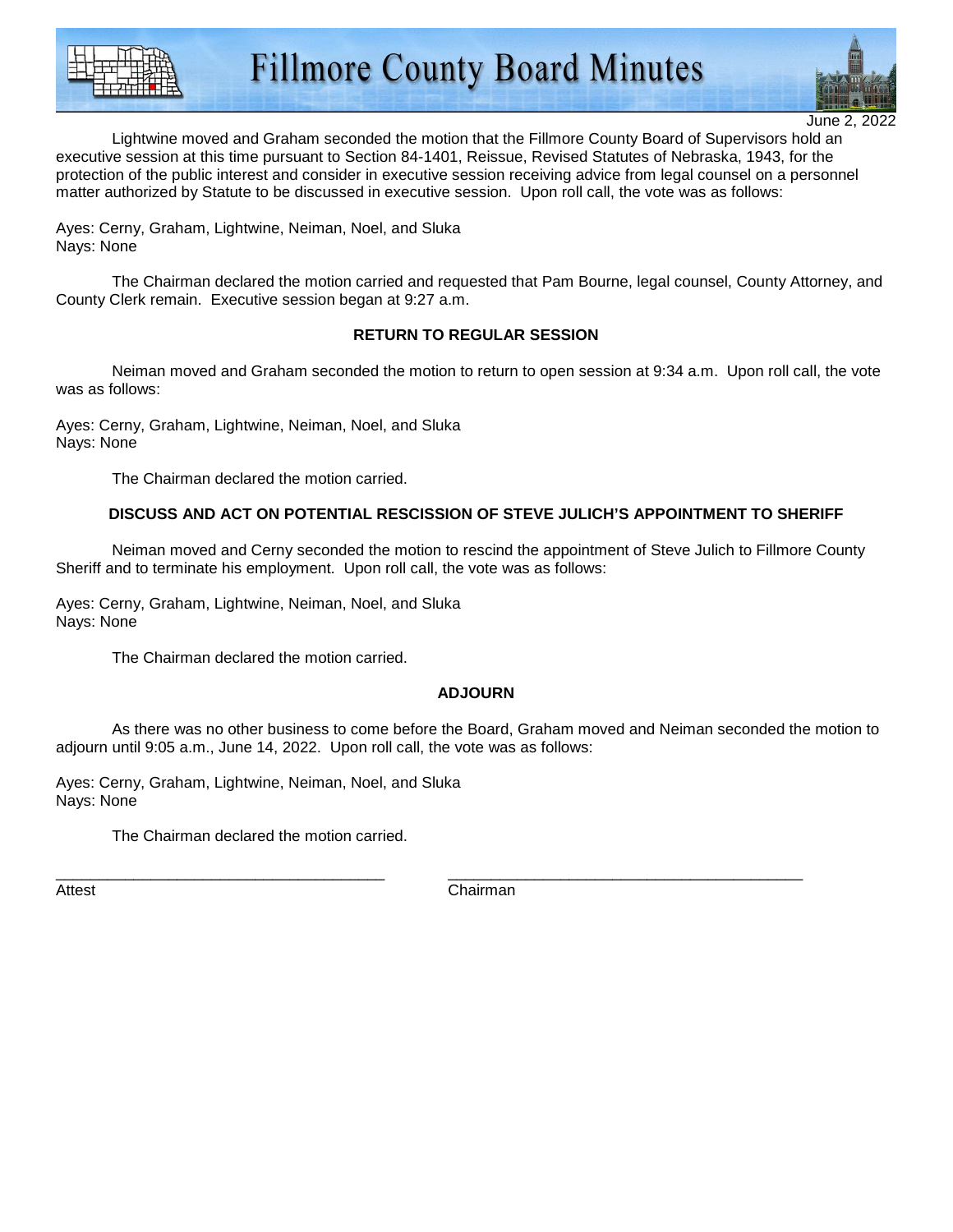June 2, 2022

Lightwine moved and Graham seconded the motion that the Fillmore County Board of Supervisors hold an executive session at this time pursuant to Section 84-1401, Reissue, Revised Statutes of Nebraska, 1943, for the protection of the public interest and consider in executive session receiving advice from legal counsel on a personnel matter authorized by Statute to be discussed in executive session. Upon roll call, the vote was as follows:

Ayes: Cerny, Graham, Lightwine, Neiman, Noel, and Sluka
Nays: None

The Chairman declared the motion carried and requested that Pam Bourne, legal counsel, County Attorney, and County Clerk remain. Executive session began at 9:27 a.m.

**RETURN TO REGULAR SESSION**

Neiman moved and Graham seconded the motion to return to open session at 9:34 a.m. Upon roll call, the vote was as follows:

Ayes: Cerny, Graham, Lightwine, Neiman, Noel, and Sluka
Nays: None

The Chairman declared the motion carried.

**DISCUSS AND ACT ON POTENTIAL RESCISSION OF STEVE JULICH'S APPOINTMENT TO SHERIFF**

Neiman moved and Cerny seconded the motion to rescind the appointment of Steve Julich to Fillmore County Sheriff and to terminate his employment. Upon roll call, the vote was as follows:

Ayes: Cerny, Graham, Lightwine, Neiman, Noel, and Sluka
Nays: None

The Chairman declared the motion carried.

**ADJOURN**

As there was no other business to come before the Board, Graham moved and Neiman seconded the motion to adjourn until 9:05 a.m., June 14, 2022. Upon roll call, the vote was as follows:

Ayes: Cerny, Graham, Lightwine, Neiman, Noel, and Sluka
Nays: None

The Chairman declared the motion carried.

\_\_\_\_\_\_\_\_\_\_\_\_\_\_\_\_\_\_\_\_\_\_\_\_\_\_\_\_\_\_\_\_\_\_\_\_\_\_\_\_ \_\_\_\_\_\_\_\_\_\_\_\_\_\_\_\_\_\_\_\_\_\_\_\_\_\_\_\_\_\_\_\_\_\_\_\_\_\_\_\_\_\_\_\_
Attest Chairman